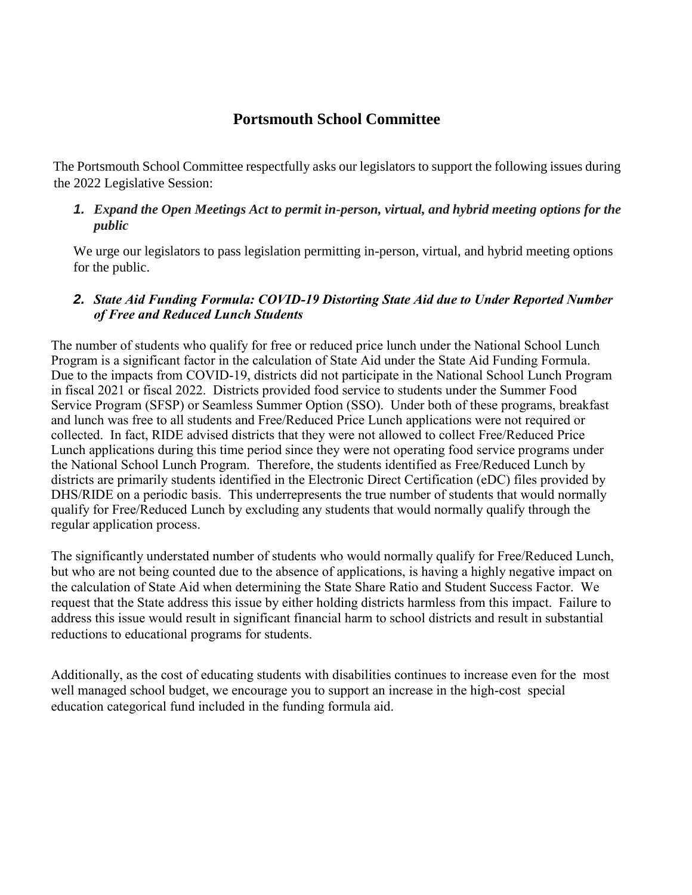# Portsmouth School Committee

The Portsmouth School Committee respectfully asks our legislators to support the following issues during the 2022 Legislative Session:

1. ***Expand the Open Meetings Act to permit in-person, virtual, and hybrid meeting options for the public***

   We urge our legislators to pass legislation permitting in-person, virtual, and hybrid meeting options for the public.

2. ***State Aid Funding Formula: COVID-19 Distorting State Aid due to Under Reported Number of Free and Reduced Lunch Students***

The number of students who qualify for free or reduced price lunch under the National School Lunch Program is a significant factor in the calculation of State Aid under the State Aid Funding Formula. Due to the impacts from COVID-19, districts did not participate in the National School Lunch Program in fiscal 2021 or fiscal 2022. Districts provided food service to students under the Summer Food Service Program (SFSP) or Seamless Summer Option (SSO). Under both of these programs, breakfast and lunch was free to all students and Free/Reduced Price Lunch applications were not required or collected. In fact, RIDE advised districts that they were not allowed to collect Free/Reduced Price Lunch applications during this time period since they were not operating food service programs under the National School Lunch Program. Therefore, the students identified as Free/Reduced Lunch by districts are primarily students identified in the Electronic Direct Certification (eDC) files provided by DHS/RIDE on a periodic basis. This underrepresents the true number of students that would normally qualify for Free/Reduced Lunch by excluding any students that would normally qualify through the regular application process.

The significantly understated number of students who would normally qualify for Free/Reduced Lunch, but who are not being counted due to the absence of applications, is having a highly negative impact on the calculation of State Aid when determining the State Share Ratio and Student Success Factor. We request that the State address this issue by either holding districts harmless from this impact. Failure to address this issue would result in significant financial harm to school districts and result in substantial reductions to educational programs for students.

Additionally, as the cost of educating students with disabilities continues to increase even for the most well managed school budget, we encourage you to support an increase in the high-cost special education categorical fund included in the funding formula aid.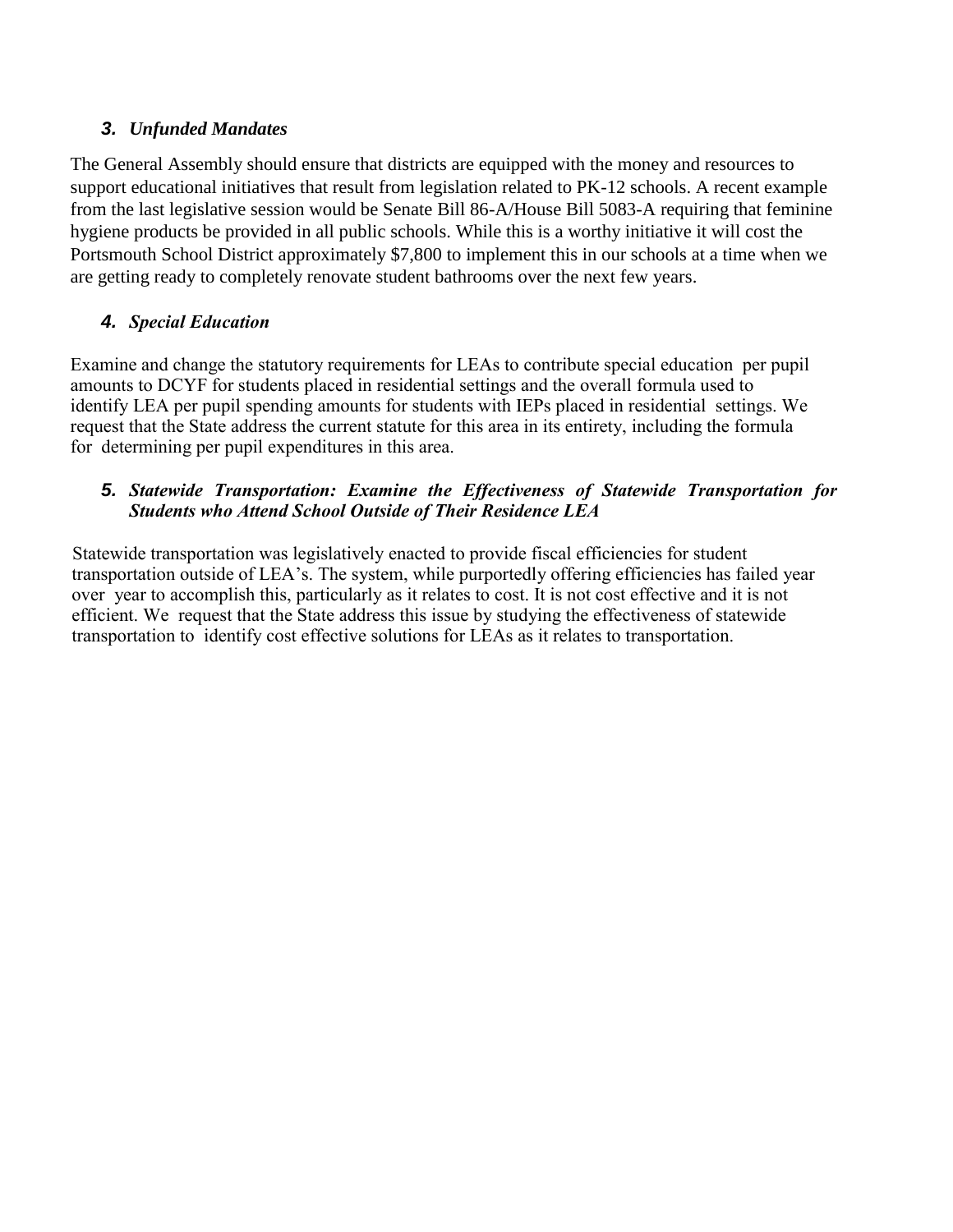### *3. Unfunded Mandates*

The General Assembly should ensure that districts are equipped with the money and resources to support educational initiatives that result from legislation related to PK-12 schools. A recent example from the last legislative session would be Senate Bill 86-A/House Bill 5083-A requiring that feminine hygiene products be provided in all public schools. While this is a worthy initiative it will cost the Portsmouth School District approximately $7,800 to implement this in our schools at a time when we are getting ready to completely renovate student bathrooms over the next few years.

### *4. Special Education*

Examine and change the statutory requirements for LEAs to contribute special education per pupil amounts to DCYF for students placed in residential settings and the overall formula used to identify LEA per pupil spending amounts for students with IEPs placed in residential settings. We request that the State address the current statute for this area in its entirety, including the formula for determining per pupil expenditures in this area.

### *5. Statewide Transportation: Examine the Effectiveness of Statewide Transportation for Students who Attend School Outside of Their Residence LEA*

Statewide transportation was legislatively enacted to provide fiscal efficiencies for student transportation outside of LEA's. The system, while purportedly offering efficiencies has failed year over year to accomplish this, particularly as it relates to cost. It is not cost effective and it is not efficient. We request that the State address this issue by studying the effectiveness of statewide transportation to identify cost effective solutions for LEAs as it relates to transportation.